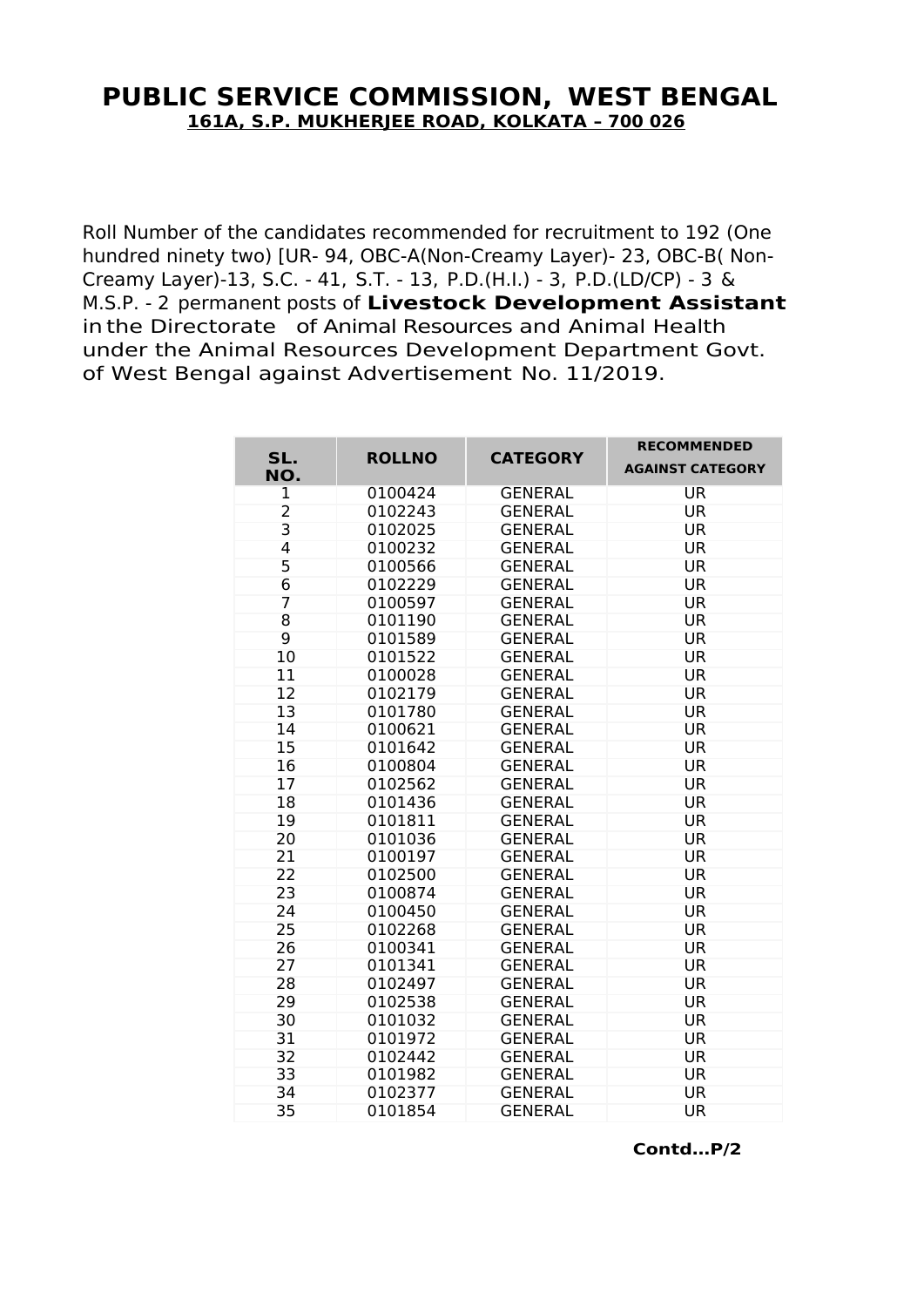# PUBLIC SERVICE COMMISSION, WEST BENGAL

**161A, S.P. MUKHERJEE ROAD, KOLKATA – 700 026**

Roll Number of the candidates recommended for recruitment to 192 (One hundred ninety two) [UR- 94, OBC-A(Non-Creamy Layer)- 23, OBC-B( Non-Creamy Layer)-13, S.C. - 41, S.T. - 13, P.D.(H.I.) - 3, P.D.(LD/CP) - 3 & M.S.P. - 2 permanent posts of **Livestock Development Assistant** in the Directorate of Animal Resources and Animal Health under the Animal Resources Development Department Govt. of West Bengal against Advertisement No. 11/2019.

| SL. NO. | ROLLNO | CATEGORY | RECOMMENDED AGAINST CATEGORY |
|---|---|---|---|
| 1 | 0100424 | GENERAL | UR |
| 2 | 0102243 | GENERAL | UR |
| 3 | 0102025 | GENERAL | UR |
| 4 | 0100232 | GENERAL | UR |
| 5 | 0100566 | GENERAL | UR |
| 6 | 0102229 | GENERAL | UR |
| 7 | 0100597 | GENERAL | UR |
| 8 | 0101190 | GENERAL | UR |
| 9 | 0101589 | GENERAL | UR |
| 10 | 0101522 | GENERAL | UR |
| 11 | 0100028 | GENERAL | UR |
| 12 | 0102179 | GENERAL | UR |
| 13 | 0101780 | GENERAL | UR |
| 14 | 0100621 | GENERAL | UR |
| 15 | 0101642 | GENERAL | UR |
| 16 | 0100804 | GENERAL | UR |
| 17 | 0102562 | GENERAL | UR |
| 18 | 0101436 | GENERAL | UR |
| 19 | 0101811 | GENERAL | UR |
| 20 | 0101036 | GENERAL | UR |
| 21 | 0100197 | GENERAL | UR |
| 22 | 0102500 | GENERAL | UR |
| 23 | 0100874 | GENERAL | UR |
| 24 | 0100450 | GENERAL | UR |
| 25 | 0102268 | GENERAL | UR |
| 26 | 0100341 | GENERAL | UR |
| 27 | 0101341 | GENERAL | UR |
| 28 | 0102497 | GENERAL | UR |
| 29 | 0102538 | GENERAL | UR |
| 30 | 0101032 | GENERAL | UR |
| 31 | 0101972 | GENERAL | UR |
| 32 | 0102442 | GENERAL | UR |
| 33 | 0101982 | GENERAL | UR |
| 34 | 0102377 | GENERAL | UR |
| 35 | 0101854 | GENERAL | UR |

**Contd...P/2**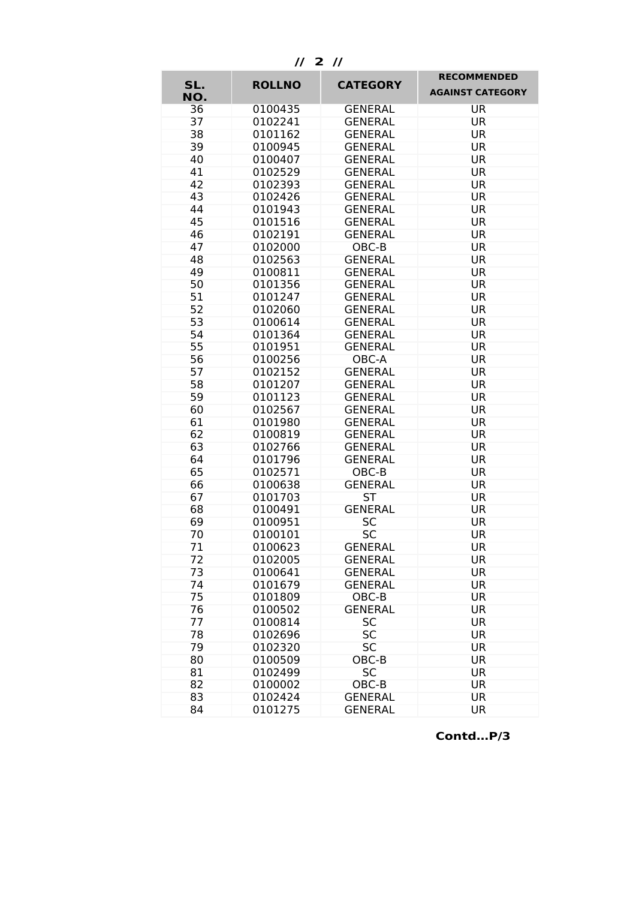| SL. NO. | ROLLNO | CATEGORY | RECOMMENDED AGAINST CATEGORY |
|---|---|---|---|
| 36 | 0100435 | GENERAL | UR |
| 37 | 0102241 | GENERAL | UR |
| 38 | 0101162 | GENERAL | UR |
| 39 | 0100945 | GENERAL | UR |
| 40 | 0100407 | GENERAL | UR |
| 41 | 0102529 | GENERAL | UR |
| 42 | 0102393 | GENERAL | UR |
| 43 | 0102426 | GENERAL | UR |
| 44 | 0101943 | GENERAL | UR |
| 45 | 0101516 | GENERAL | UR |
| 46 | 0102191 | GENERAL | UR |
| 47 | 0102000 | OBC-B | UR |
| 48 | 0102563 | GENERAL | UR |
| 49 | 0100811 | GENERAL | UR |
| 50 | 0101356 | GENERAL | UR |
| 51 | 0101247 | GENERAL | UR |
| 52 | 0102060 | GENERAL | UR |
| 53 | 0100614 | GENERAL | UR |
| 54 | 0101364 | GENERAL | UR |
| 55 | 0101951 | GENERAL | UR |
| 56 | 0100256 | OBC-A | UR |
| 57 | 0102152 | GENERAL | UR |
| 58 | 0101207 | GENERAL | UR |
| 59 | 0101123 | GENERAL | UR |
| 60 | 0102567 | GENERAL | UR |
| 61 | 0101980 | GENERAL | UR |
| 62 | 0100819 | GENERAL | UR |
| 63 | 0102766 | GENERAL | UR |
| 64 | 0101796 | GENERAL | UR |
| 65 | 0102571 | OBC-B | UR |
| 66 | 0100638 | GENERAL | UR |
| 67 | 0101703 | ST | UR |
| 68 | 0100491 | GENERAL | UR |
| 69 | 0100951 | SC | UR |
| 70 | 0100101 | SC | UR |
| 71 | 0100623 | GENERAL | UR |
| 72 | 0102005 | GENERAL | UR |
| 73 | 0100641 | GENERAL | UR |
| 74 | 0101679 | GENERAL | UR |
| 75 | 0101809 | OBC-B | UR |
| 76 | 0100502 | GENERAL | UR |
| 77 | 0100814 | SC | UR |
| 78 | 0102696 | SC | UR |
| 79 | 0102320 | SC | UR |
| 80 | 0100509 | OBC-B | UR |
| 81 | 0102499 | SC | UR |
| 82 | 0100002 | OBC-B | UR |
| 83 | 0102424 | GENERAL | UR |
| 84 | 0101275 | GENERAL | UR |

**Contd…P/3**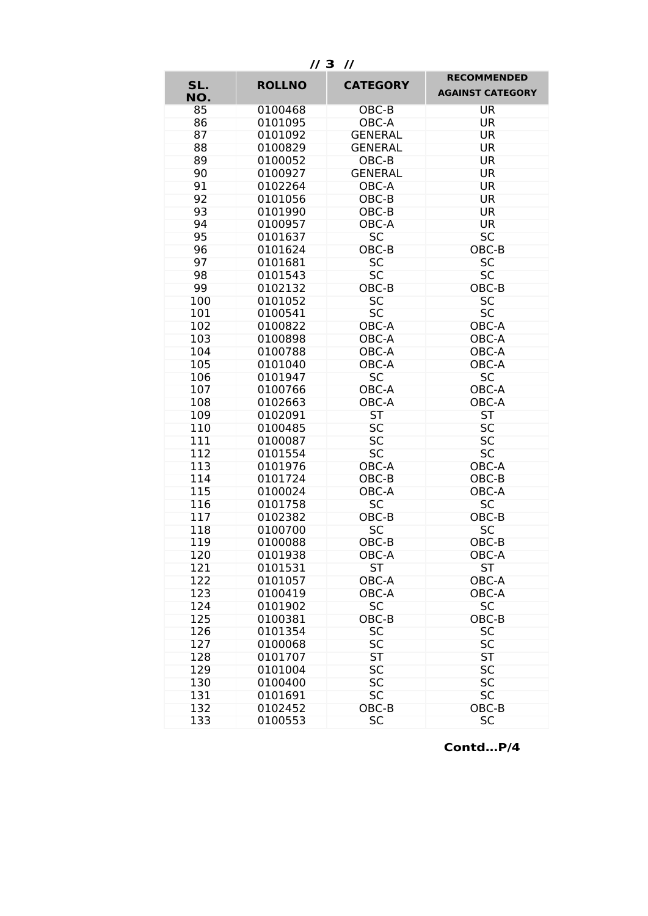| SL. NO. | ROLLNO | CATEGORY | RECOMMENDED AGAINST CATEGORY |
|---|---|---|---|
| 85 | 0100468 | OBC-B | UR |
| 86 | 0101095 | OBC-A | UR |
| 87 | 0101092 | GENERAL | UR |
| 88 | 0100829 | GENERAL | UR |
| 89 | 0100052 | OBC-B | UR |
| 90 | 0100927 | GENERAL | UR |
| 91 | 0102264 | OBC-A | UR |
| 92 | 0101056 | OBC-B | UR |
| 93 | 0101990 | OBC-B | UR |
| 94 | 0100957 | OBC-A | UR |
| 95 | 0101637 | SC | SC |
| 96 | 0101624 | OBC-B | OBC-B |
| 97 | 0101681 | SC | SC |
| 98 | 0101543 | SC | SC |
| 99 | 0102132 | OBC-B | OBC-B |
| 100 | 0101052 | SC | SC |
| 101 | 0100541 | SC | SC |
| 102 | 0100822 | OBC-A | OBC-A |
| 103 | 0100898 | OBC-A | OBC-A |
| 104 | 0100788 | OBC-A | OBC-A |
| 105 | 0101040 | OBC-A | OBC-A |
| 106 | 0101947 | SC | SC |
| 107 | 0100766 | OBC-A | OBC-A |
| 108 | 0102663 | OBC-A | OBC-A |
| 109 | 0102091 | ST | ST |
| 110 | 0100485 | SC | SC |
| 111 | 0100087 | SC | SC |
| 112 | 0101554 | SC | SC |
| 113 | 0101976 | OBC-A | OBC-A |
| 114 | 0101724 | OBC-B | OBC-B |
| 115 | 0100024 | OBC-A | OBC-A |
| 116 | 0101758 | SC | SC |
| 117 | 0102382 | OBC-B | OBC-B |
| 118 | 0100700 | SC | SC |
| 119 | 0100088 | OBC-B | OBC-B |
| 120 | 0101938 | OBC-A | OBC-A |
| 121 | 0101531 | ST | ST |
| 122 | 0101057 | OBC-A | OBC-A |
| 123 | 0100419 | OBC-A | OBC-A |
| 124 | 0101902 | SC | SC |
| 125 | 0100381 | OBC-B | OBC-B |
| 126 | 0101354 | SC | SC |
| 127 | 0100068 | SC | SC |
| 128 | 0101707 | ST | ST |
| 129 | 0101004 | SC | SC |
| 130 | 0100400 | SC | SC |
| 131 | 0101691 | SC | SC |
| 132 | 0102452 | OBC-B | OBC-B |
| 133 | 0100553 | SC | SC |

**Contd…P/4**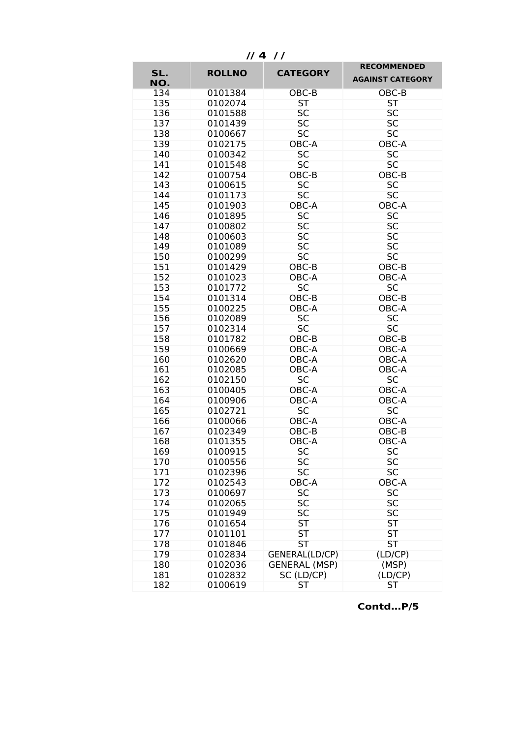| SL. NO. | ROLLNO | CATEGORY | RECOMMENDED AGAINST CATEGORY |
|---|---|---|---|
| 134 | 0101384 | OBC-B | OBC-B |
| 135 | 0102074 | ST | ST |
| 136 | 0101588 | SC | SC |
| 137 | 0101439 | SC | SC |
| 138 | 0100667 | SC | SC |
| 139 | 0102175 | OBC-A | OBC-A |
| 140 | 0100342 | SC | SC |
| 141 | 0101548 | SC | SC |
| 142 | 0100754 | OBC-B | OBC-B |
| 143 | 0100615 | SC | SC |
| 144 | 0101173 | SC | SC |
| 145 | 0101903 | OBC-A | OBC-A |
| 146 | 0101895 | SC | SC |
| 147 | 0100802 | SC | SC |
| 148 | 0100603 | SC | SC |
| 149 | 0101089 | SC | SC |
| 150 | 0100299 | SC | SC |
| 151 | 0101429 | OBC-B | OBC-B |
| 152 | 0101023 | OBC-A | OBC-A |
| 153 | 0101772 | SC | SC |
| 154 | 0101314 | OBC-B | OBC-B |
| 155 | 0100225 | OBC-A | OBC-A |
| 156 | 0102089 | SC | SC |
| 157 | 0102314 | SC | SC |
| 158 | 0101782 | OBC-B | OBC-B |
| 159 | 0100669 | OBC-A | OBC-A |
| 160 | 0102620 | OBC-A | OBC-A |
| 161 | 0102085 | OBC-A | OBC-A |
| 162 | 0102150 | SC | SC |
| 163 | 0100405 | OBC-A | OBC-A |
| 164 | 0100906 | OBC-A | OBC-A |
| 165 | 0102721 | SC | SC |
| 166 | 0100066 | OBC-A | OBC-A |
| 167 | 0102349 | OBC-B | OBC-B |
| 168 | 0101355 | OBC-A | OBC-A |
| 169 | 0100915 | SC | SC |
| 170 | 0100556 | SC | SC |
| 171 | 0102396 | SC | SC |
| 172 | 0102543 | OBC-A | OBC-A |
| 173 | 0100697 | SC | SC |
| 174 | 0102065 | SC | SC |
| 175 | 0101949 | SC | SC |
| 176 | 0101654 | ST | ST |
| 177 | 0101101 | ST | ST |
| 178 | 0101846 | ST | ST |
| 179 | 0102834 | GENERAL(LD/CP) | (LD/CP) |
| 180 | 0102036 | GENERAL (MSP) | (MSP) |
| 181 | 0102832 | SC (LD/CP) | (LD/CP) |
| 182 | 0100619 | ST | ST |

**Contd…P/5**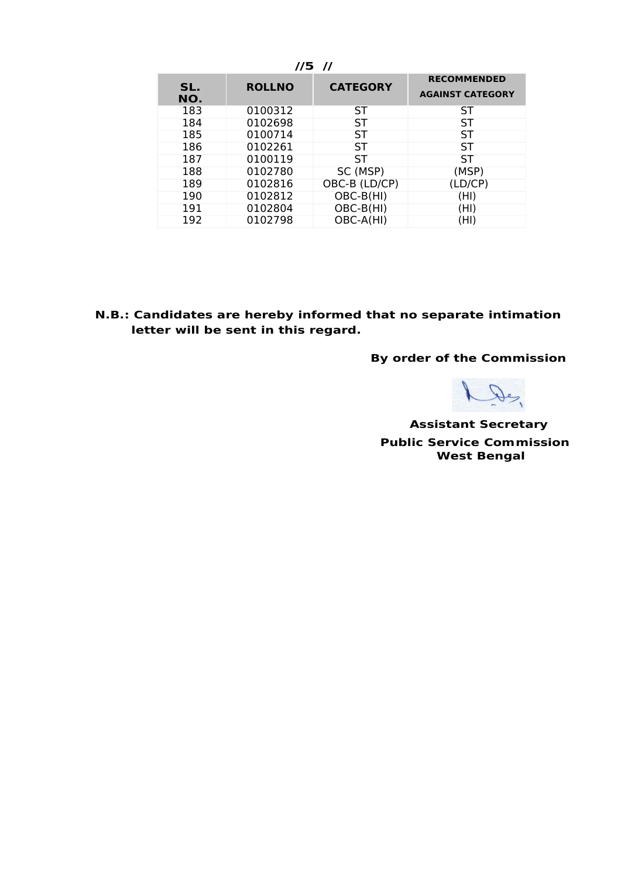| SL. NO. | ROLLNO | CATEGORY | RECOMMENDED AGAINST CATEGORY |
|---|---|---|---|
| 183 | 0100312 | ST | ST |
| 184 | 0102698 | ST | ST |
| 185 | 0100714 | ST | ST |
| 186 | 0102261 | ST | ST |
| 187 | 0100119 | ST | ST |
| 188 | 0102780 | SC (MSP) | (MSP) |
| 189 | 0102816 | OBC-B (LD/CP) | (LD/CP) |
| 190 | 0102812 | OBC-B(HI) | (HI) |
| 191 | 0102804 | OBC-B(HI) | (HI) |
| 192 | 0102798 | OBC-A(HI) | (HI) |

**N.B.: Candidates are hereby informed that no separate intimation letter will be sent in this regard.**

**By order of the Commission**

**Assistant Secretary**
**Public Service Commission**
**West Bengal**